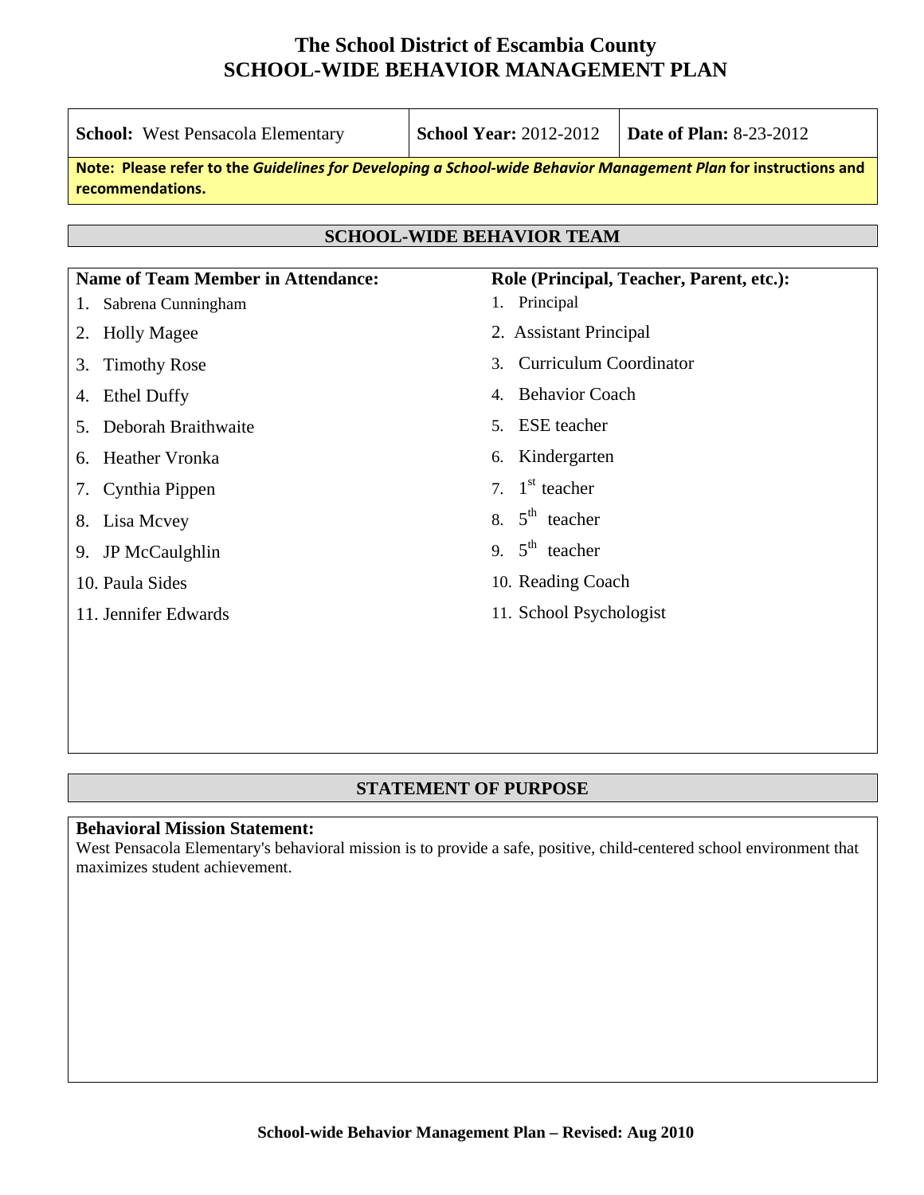# The School District of Escambia County
# SCHOOL-WIDE BEHAVIOR MANAGEMENT PLAN

| **School:** West Pensacola Elementary | **School Year:** 2012-2012 | **Date of Plan:** 8-23-2012 |
|---|---|---|

**Note: Please refer to the *Guidelines for Developing a School-wide Behavior Management Plan* for instructions and recommendations.**

## SCHOOL-WIDE BEHAVIOR TEAM

| Name of Team Member in Attendance: | Role (Principal, Teacher, Parent, etc.): |
|---|---|
| 1. Sabrena Cunningham | 1. Principal |
| 2. Holly Magee | 2. Assistant Principal |
| 3. Timothy Rose | 3. Curriculum Coordinator |
| 4. Ethel Duffy | 4. Behavior Coach |
| 5. Deborah Braithwaite | 5. ESE teacher |
| 6. Heather Vronka | 6. Kindergarten |
| 7. Cynthia Pippen | 7. 1st teacher |
| 8. Lisa Mcvey | 8. 5th teacher |
| 9. JP McCaulghlin | 9. 5th teacher |
| 10. Paula Sides | 10. Reading Coach |
| 11. Jennifer Edwards | 11. School Psychologist |

## STATEMENT OF PURPOSE

**Behavioral Mission Statement:**
West Pensacola Elementary's behavioral mission is to provide a safe, positive, child-centered school environment that maximizes student achievement.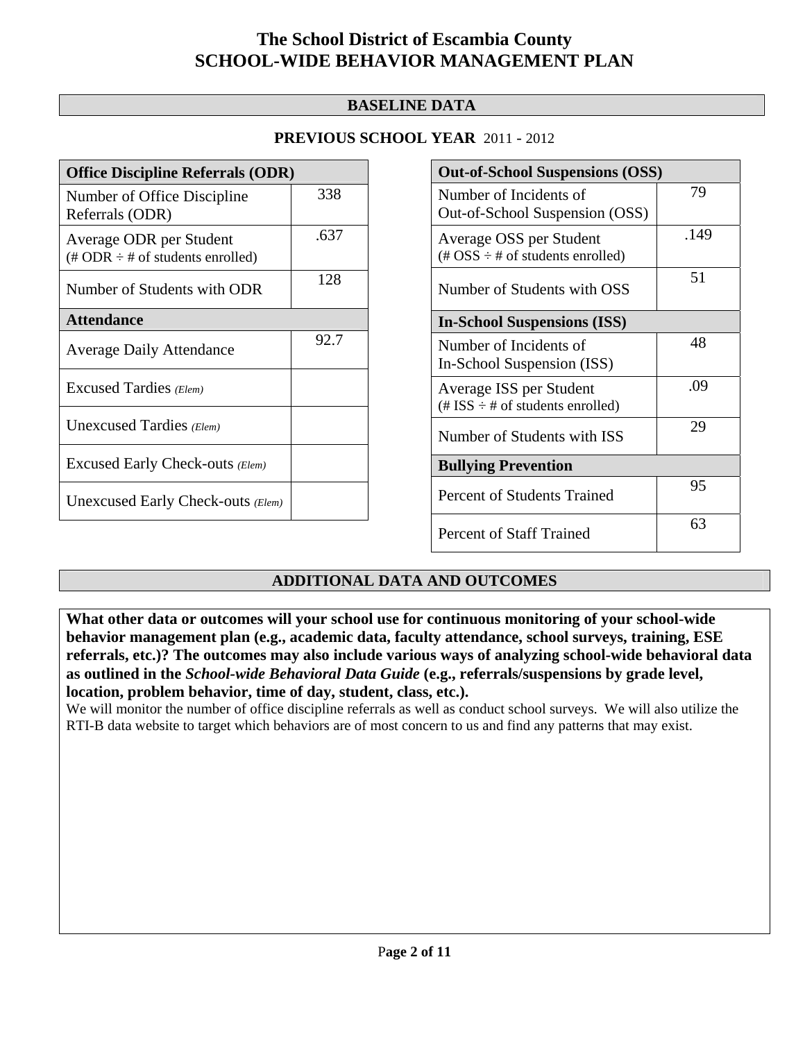# The School District of Escambia County
# SCHOOL-WIDE BEHAVIOR MANAGEMENT PLAN

## BASELINE DATA

### PREVIOUS SCHOOL YEAR 2011 - 2012

| Office Discipline Referrals (ODR) | |
|---|---|
| Number of Office Discipline Referrals (ODR) | 338 |
| Average ODR per Student (# ODR ÷ # of students enrolled) | .637 |
| Number of Students with ODR | 128 |
| **Attendance** | |
| Average Daily Attendance | 92.7 |
| Excused Tardies *(Elem)* | |
| Unexcused Tardies *(Elem)* | |
| Excused Early Check-outs *(Elem)* | |
| Unexcused Early Check-outs *(Elem)* | |

| Out-of-School Suspensions (OSS) | |
|---|---|
| Number of Incidents of Out-of-School Suspension (OSS) | 79 |
| Average OSS per Student (# OSS ÷ # of students enrolled) | .149 |
| Number of Students with OSS | 51 |
| **In-School Suspensions (ISS)** | |
| Number of Incidents of In-School Suspension (ISS) | 48 |
| Average ISS per Student (# ISS ÷ # of students enrolled) | .09 |
| Number of Students with ISS | 29 |
| **Bullying Prevention** | |
| Percent of Students Trained | 95 |
| Percent of Staff Trained | 63 |

## ADDITIONAL DATA AND OUTCOMES

**What other data or outcomes will your school use for continuous monitoring of your school-wide behavior management plan (e.g., academic data, faculty attendance, school surveys, training, ESE referrals, etc.)? The outcomes may also include various ways of analyzing school-wide behavioral data as outlined in the *School-wide Behavioral Data Guide* (e.g., referrals/suspensions by grade level, location, problem behavior, time of day, student, class, etc.).**

We will monitor the number of office discipline referrals as well as conduct school surveys. We will also utilize the RTI-B data website to target which behaviors are of most concern to us and find any patterns that may exist.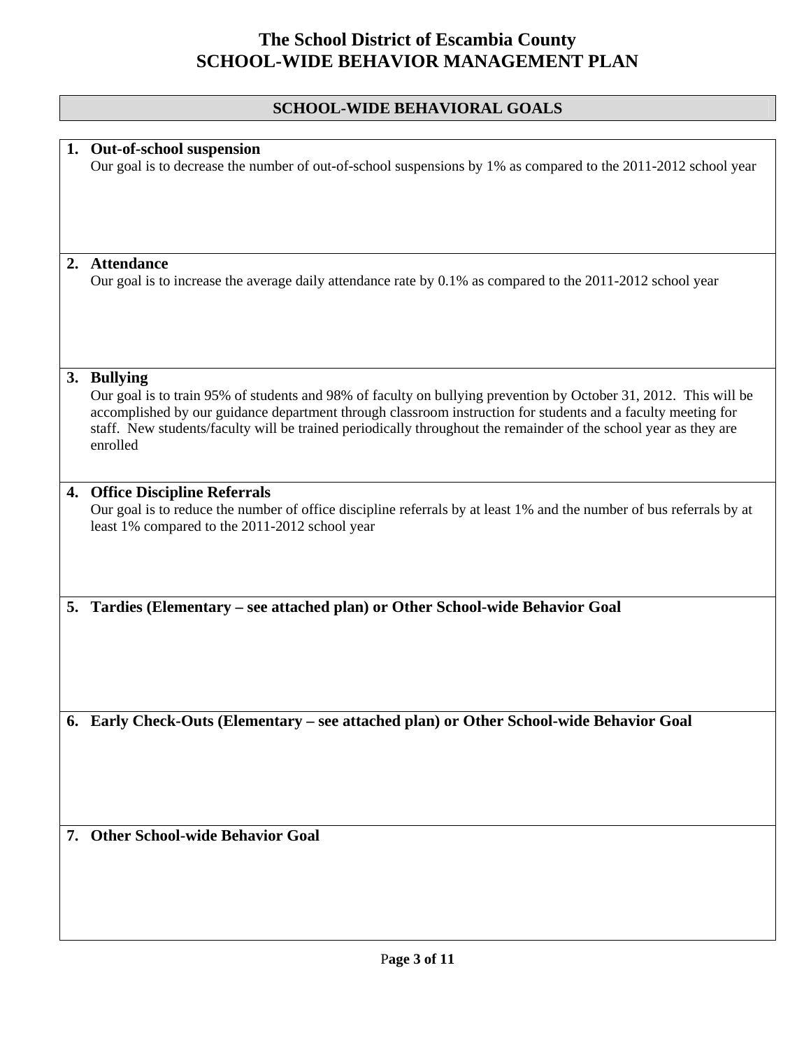# The School District of Escambia County
# SCHOOL-WIDE BEHAVIOR MANAGEMENT PLAN

## SCHOOL-WIDE BEHAVIORAL GOALS

**1. Out-of-school suspension**

Our goal is to decrease the number of out-of-school suspensions by 1% as compared to the 2011-2012 school year

**2. Attendance**

Our goal is to increase the average daily attendance rate by 0.1% as compared to the 2011-2012 school year

**3. Bullying**

Our goal is to train 95% of students and 98% of faculty on bullying prevention by October 31, 2012. This will be accomplished by our guidance department through classroom instruction for students and a faculty meeting for staff. New students/faculty will be trained periodically throughout the remainder of the school year as they are enrolled

**4. Office Discipline Referrals**

Our goal is to reduce the number of office discipline referrals by at least 1% and the number of bus referrals by at least 1% compared to the 2011-2012 school year

**5. Tardies (Elementary – see attached plan) or Other School-wide Behavior Goal**

**6. Early Check-Outs (Elementary – see attached plan) or Other School-wide Behavior Goal**

**7. Other School-wide Behavior Goal**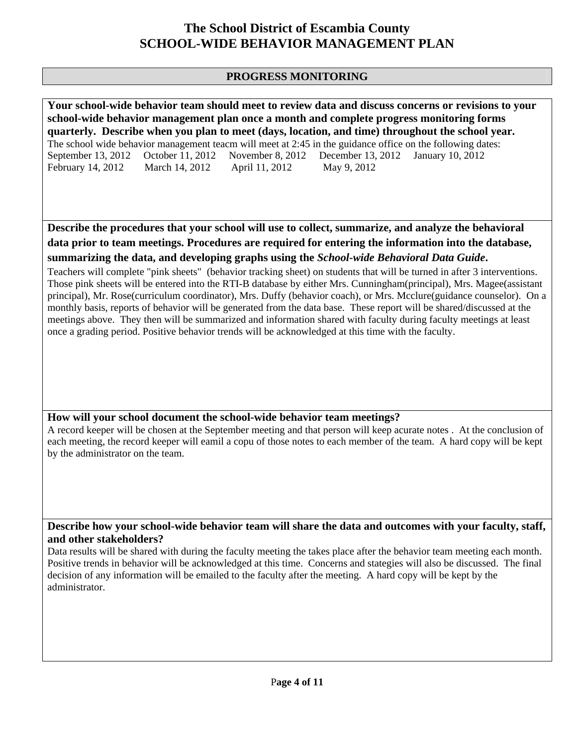# The School District of Escambia County
# SCHOOL-WIDE BEHAVIOR MANAGEMENT PLAN

## PROGRESS MONITORING

**Your school-wide behavior team should meet to review data and discuss concerns or revisions to your school-wide behavior management plan once a month and complete progress monitoring forms quarterly. Describe when you plan to meet (days, location, and time) throughout the school year.**

The school wide behavior management teacm will meet at 2:45 in the guidance office on the following dates:
September 13, 2012 October 11, 2012 November 8, 2012 December 13, 2012 January 10, 2012
February 14, 2012 March 14, 2012 April 11, 2012 May 9, 2012

**Describe the procedures that your school will use to collect, summarize, and analyze the behavioral data prior to team meetings. Procedures are required for entering the information into the database, summarizing the data, and developing graphs using the *School-wide Behavioral Data Guide*.**

Teachers will complete "pink sheets" (behavior tracking sheet) on students that will be turned in after 3 interventions. Those pink sheets will be entered into the RTI-B database by either Mrs. Cunningham(principal), Mrs. Magee(assistant principal), Mr. Rose(curriculum coordinator), Mrs. Duffy (behavior coach), or Mrs. Mcclure(guidance counselor). On a monthly basis, reports of behavior will be generated from the data base. These report will be shared/discussed at the meetings above. They then will be summarized and information shared with faculty during faculty meetings at least once a grading period. Positive behavior trends will be acknowledged at this time with the faculty.

**How will your school document the school-wide behavior team meetings?**

A record keeper will be chosen at the September meeting and that person will keep acurate notes . At the conclusion of each meeting, the record keeper will eamil a copu of those notes to each member of the team. A hard copy will be kept by the administrator on the team.

**Describe how your school-wide behavior team will share the data and outcomes with your faculty, staff, and other stakeholders?**

Data results will be shared with during the faculty meeting the takes place after the behavior team meeting each month. Positive trends in behavior will be acknowledged at this time. Concerns and stategies will also be discussed. The final decision of any information will be emailed to the faculty after the meeting. A hard copy will be kept by the administrator.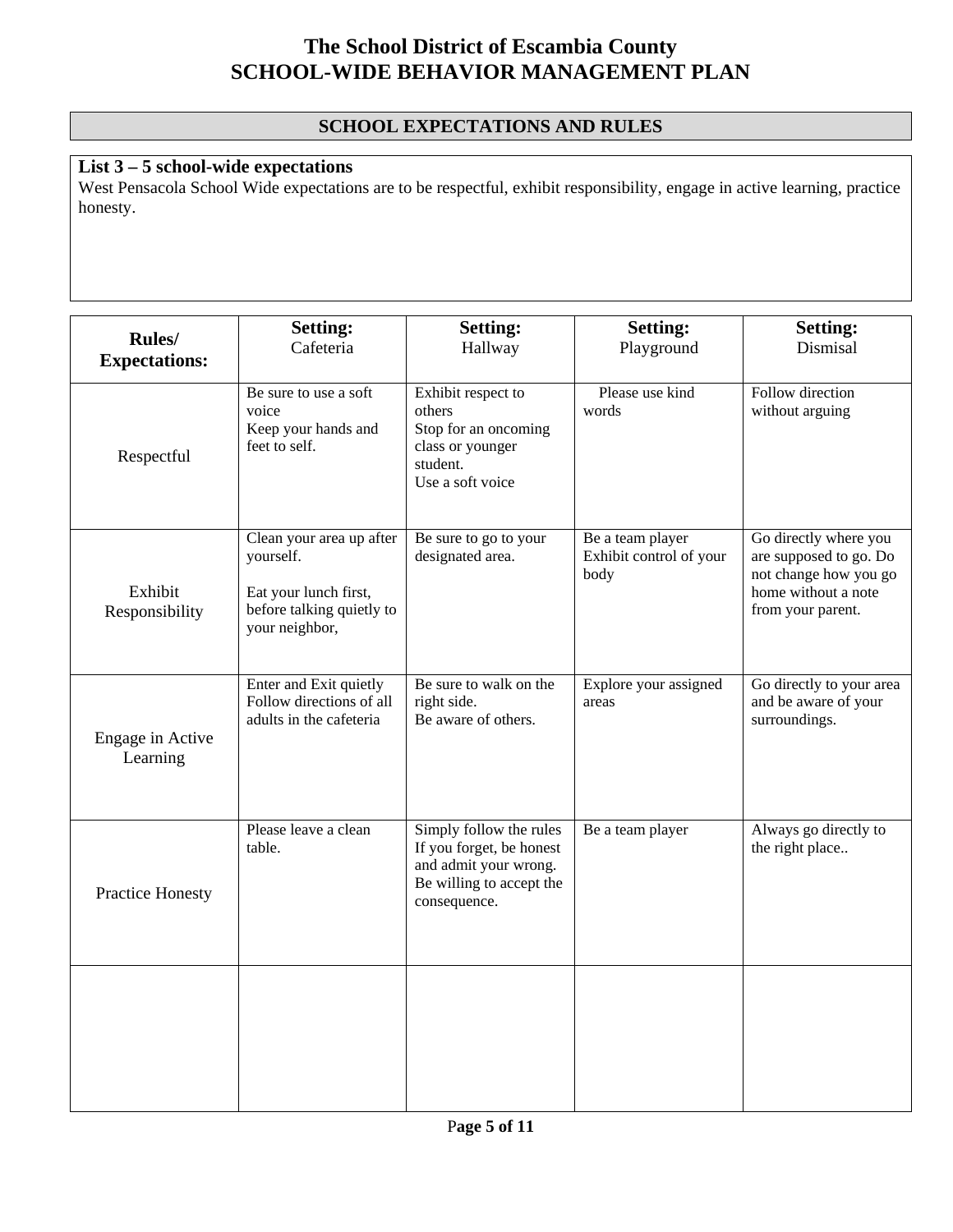# The School District of Escambia County
# SCHOOL-WIDE BEHAVIOR MANAGEMENT PLAN

## SCHOOL EXPECTATIONS AND RULES

**List 3 – 5 school-wide expectations**

West Pensacola School Wide expectations are to be respectful, exhibit responsibility, engage in active learning, practice honesty.

| **Rules/ Expectations:** | **Setting:** Cafeteria | **Setting:** Hallway | **Setting:** Playground | **Setting:** Dismisal |
|---|---|---|---|---|
| Respectful | Be sure to use a soft voice<br>Keep your hands and feet to self. | Exhibit respect to others<br>Stop for an oncoming class or younger student.<br>Use a soft voice | Please use kind words | Follow direction without arguing |
| Exhibit Responsibility | Clean your area up after yourself.<br><br>Eat your lunch first, before talking quietly to your neighbor, | Be sure to go to your designated area. | Be a team player<br>Exhibit control of your body | Go directly where you are supposed to go. Do not change how you go home without a note from your parent. |
| Engage in Active Learning | Enter and Exit quietly<br>Follow directions of all adults in the cafeteria | Be sure to walk on the right side.<br>Be aware of others. | Explore your assigned areas | Go directly to your area and be aware of your surroundings. |
| Practice Honesty | Please leave a clean table. | Simply follow the rules<br>If you forget, be honest and admit your wrong.<br>Be willing to accept the consequence. | Be a team player | Always go directly to the right place.. |
| | | | | |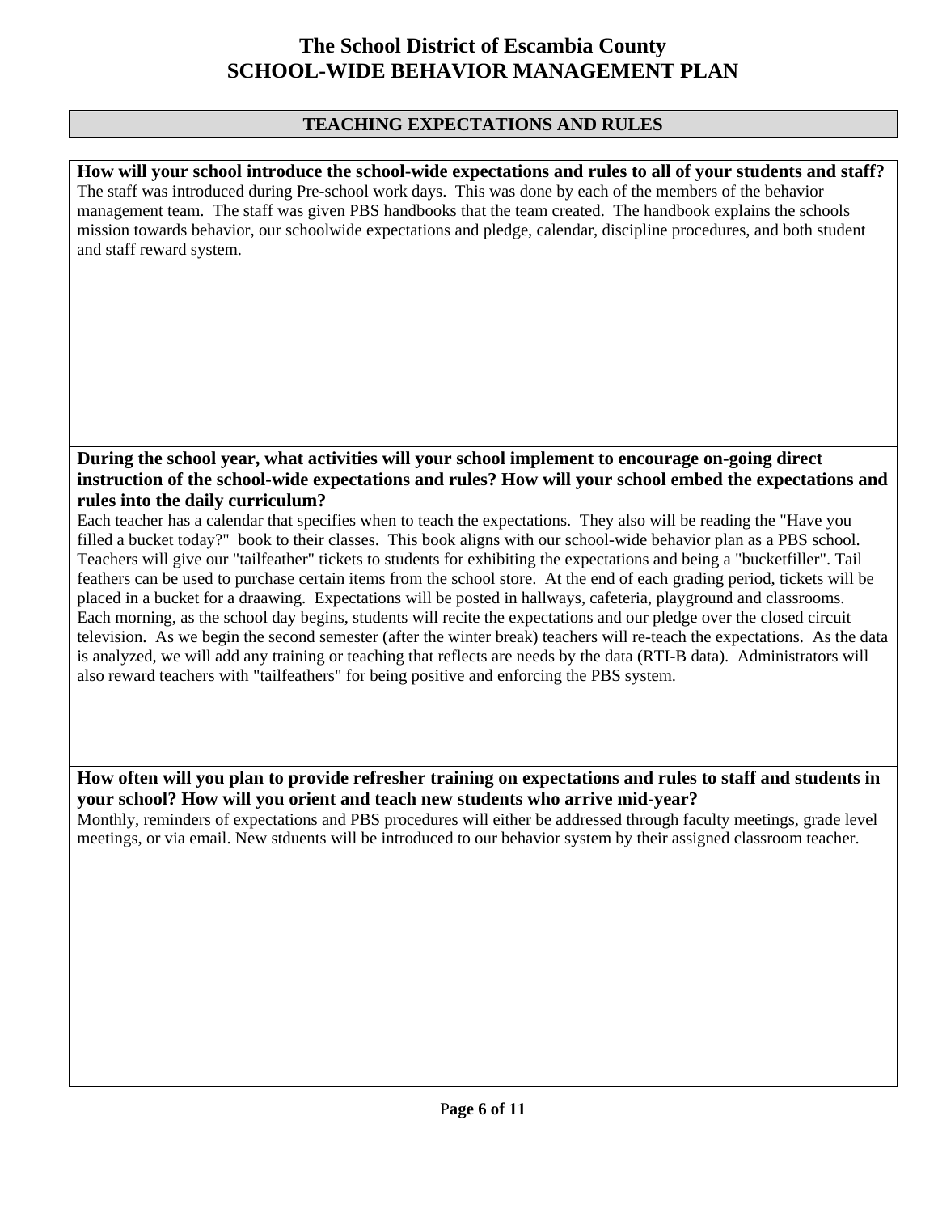# The School District of Escambia County
# SCHOOL-WIDE BEHAVIOR MANAGEMENT PLAN

## TEACHING EXPECTATIONS AND RULES

**How will your school introduce the school-wide expectations and rules to all of your students and staff?**

The staff was introduced during Pre-school work days. This was done by each of the members of the behavior management team. The staff was given PBS handbooks that the team created. The handbook explains the schools mission towards behavior, our schoolwide expectations and pledge, calendar, discipline procedures, and both student and staff reward system.

**During the school year, what activities will your school implement to encourage on-going direct instruction of the school-wide expectations and rules? How will your school embed the expectations and rules into the daily curriculum?**

Each teacher has a calendar that specifies when to teach the expectations. They also will be reading the "Have you filled a bucket today?" book to their classes. This book aligns with our school-wide behavior plan as a PBS school. Teachers will give our "tailfeather" tickets to students for exhibiting the expectations and being a "bucketfiller". Tail feathers can be used to purchase certain items from the school store. At the end of each grading period, tickets will be placed in a bucket for a draawing. Expectations will be posted in hallways, cafeteria, playground and classrooms. Each morning, as the school day begins, students will recite the expectations and our pledge over the closed circuit television. As we begin the second semester (after the winter break) teachers will re-teach the expectations. As the data is analyzed, we will add any training or teaching that reflects are needs by the data (RTI-B data). Administrators will also reward teachers with "tailfeathers" for being positive and enforcing the PBS system.

**How often will you plan to provide refresher training on expectations and rules to staff and students in your school? How will you orient and teach new students who arrive mid-year?**

Monthly, reminders of expectations and PBS procedures will either be addressed through faculty meetings, grade level meetings, or via email. New stduents will be introduced to our behavior system by their assigned classroom teacher.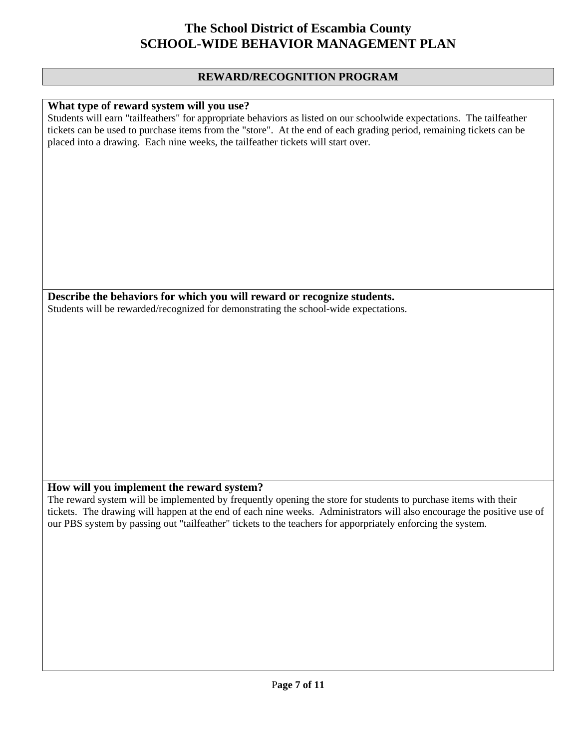# The School District of Escambia County
# SCHOOL-WIDE BEHAVIOR MANAGEMENT PLAN

## REWARD/RECOGNITION PROGRAM

**What type of reward system will you use?**

Students will earn "tailfeathers" for appropriate behaviors as listed on our schoolwide expectations. The tailfeather tickets can be used to purchase items from the "store". At the end of each grading period, remaining tickets can be placed into a drawing. Each nine weeks, the tailfeather tickets will start over.

**Describe the behaviors for which you will reward or recognize students.**

Students will be rewarded/recognized for demonstrating the school-wide expectations.

**How will you implement the reward system?**

The reward system will be implemented by frequently opening the store for students to purchase items with their tickets. The drawing will happen at the end of each nine weeks. Administrators will also encourage the positive use of our PBS system by passing out "tailfeather" tickets to the teachers for apporpriately enforcing the system.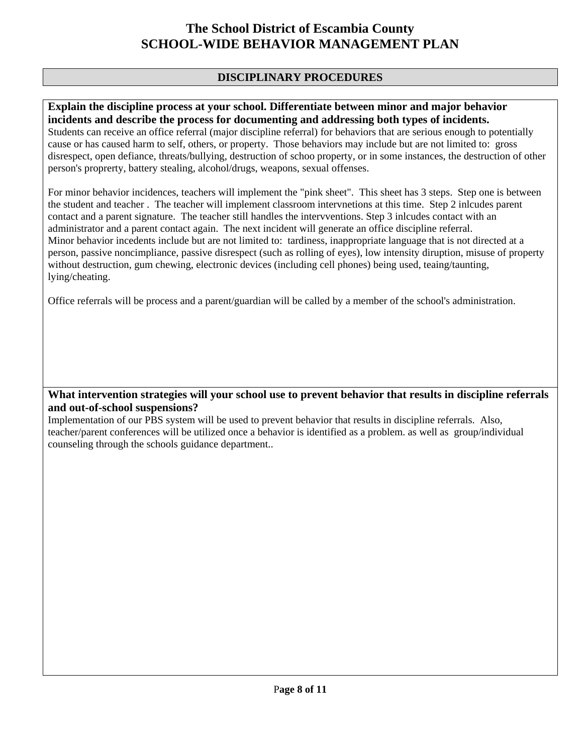# The School District of Escambia County
# SCHOOL-WIDE BEHAVIOR MANAGEMENT PLAN

## DISCIPLINARY PROCEDURES

**Explain the discipline process at your school. Differentiate between minor and major behavior incidents and describe the process for documenting and addressing both types of incidents.**

Students can receive an office referral (major discipline referral) for behaviors that are serious enough to potentially cause or has caused harm to self, others, or property. Those behaviors may include but are not limited to: gross disrespect, open defiance, threats/bullying, destruction of schoo property, or in some instances, the destruction of other person's proprerty, battery stealing, alcohol/drugs, weapons, sexual offenses.

For minor behavior incidences, teachers will implement the "pink sheet". This sheet has 3 steps. Step one is between the student and teacher . The teacher will implement classroom intervnetions at this time. Step 2 inlcudes parent contact and a parent signature. The teacher still handles the intervventions. Step 3 inlcudes contact with an administrator and a parent contact again. The next incident will generate an office discipline referral.
Minor behavior incedents include but are not limited to: tardiness, inappropriate language that is not directed at a person, passive noncimpliance, passive disrespect (such as rolling of eyes), low intensity diruption, misuse of property without destruction, gum chewing, electronic devices (including cell phones) being used, teaing/taunting, lying/cheating.

Office referrals will be process and a parent/guardian will be called by a member of the school's administration.

**What intervention strategies will your school use to prevent behavior that results in discipline referrals and out-of-school suspensions?**

Implementation of our PBS system will be used to prevent behavior that results in discipline referrals. Also, teacher/parent conferences will be utilized once a behavior is identified as a problem. as well as group/individual counseling through the schools guidance department..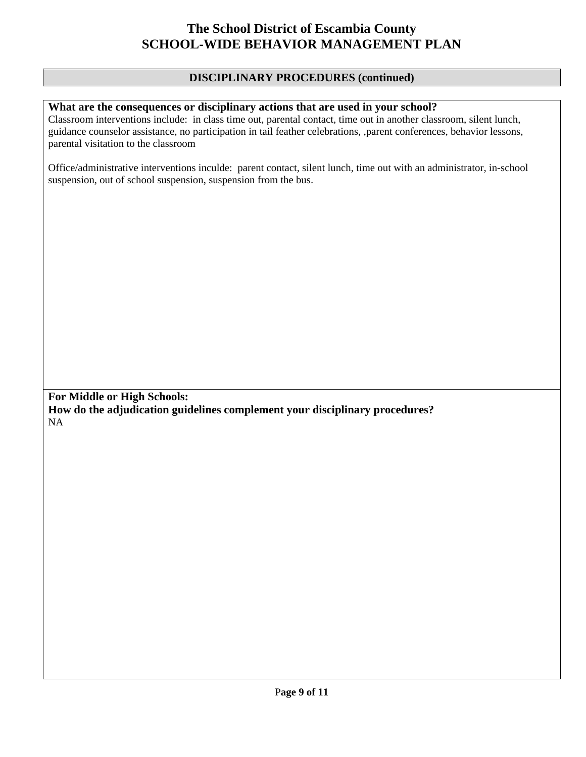# The School District of Escambia County
# SCHOOL-WIDE BEHAVIOR MANAGEMENT PLAN

## DISCIPLINARY PROCEDURES (continued)

**What are the consequences or disciplinary actions that are used in your school?**

Classroom interventions include: in class time out, parental contact, time out in another classroom, silent lunch, guidance counselor assistance, no participation in tail feather celebrations, ,parent conferences, behavior lessons, parental visitation to the classroom

Office/administrative interventions inculde: parent contact, silent lunch, time out with an administrator, in-school suspension, out of school suspension, suspension from the bus.

**For Middle or High Schools:**
**How do the adjudication guidelines complement your disciplinary procedures?**

NA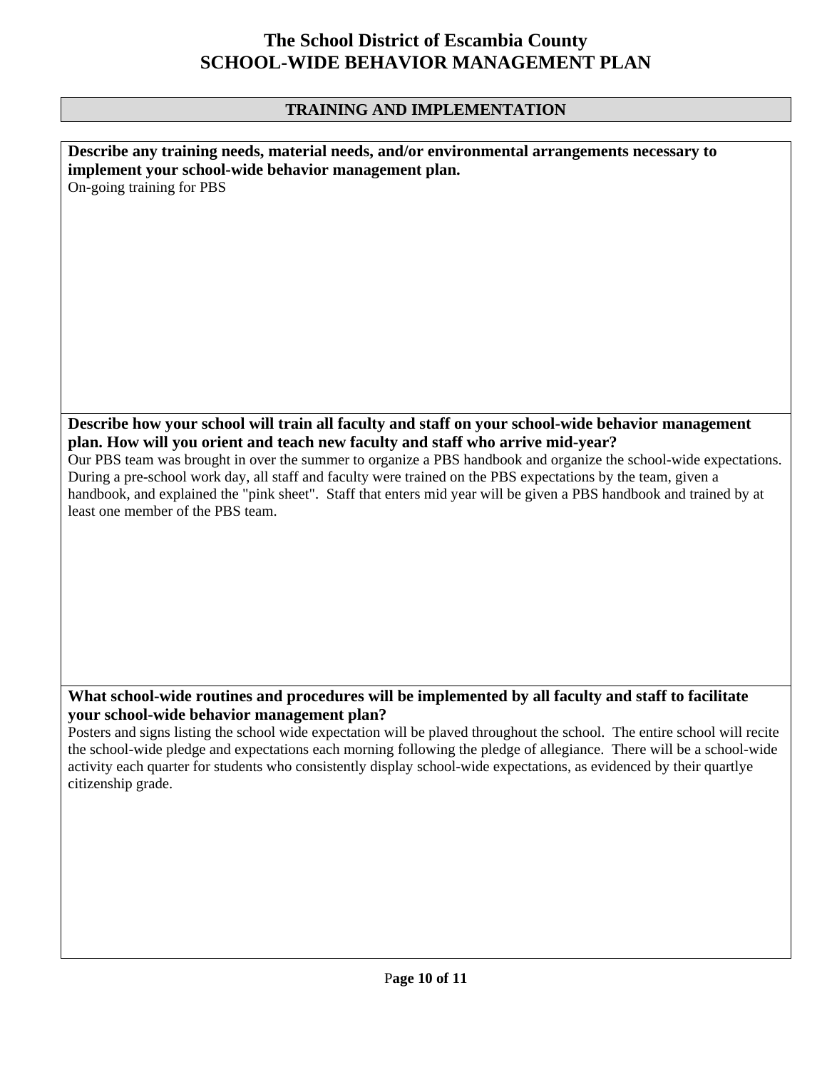# The School District of Escambia County
# SCHOOL-WIDE BEHAVIOR MANAGEMENT PLAN

## TRAINING AND IMPLEMENTATION

**Describe any training needs, material needs, and/or environmental arrangements necessary to implement your school-wide behavior management plan.**

On-going training for PBS

**Describe how your school will train all faculty and staff on your school-wide behavior management plan. How will you orient and teach new faculty and staff who arrive mid-year?**

Our PBS team was brought in over the summer to organize a PBS handbook and organize the school-wide expectations. During a pre-school work day, all staff and faculty were trained on the PBS expectations by the team, given a handbook, and explained the "pink sheet". Staff that enters mid year will be given a PBS handbook and trained by at least one member of the PBS team.

**What school-wide routines and procedures will be implemented by all faculty and staff to facilitate your school-wide behavior management plan?**

Posters and signs listing the school wide expectation will be plaved throughout the school. The entire school will recite the school-wide pledge and expectations each morning following the pledge of allegiance. There will be a school-wide activity each quarter for students who consistently display school-wide expectations, as evidenced by their quartlye citizenship grade.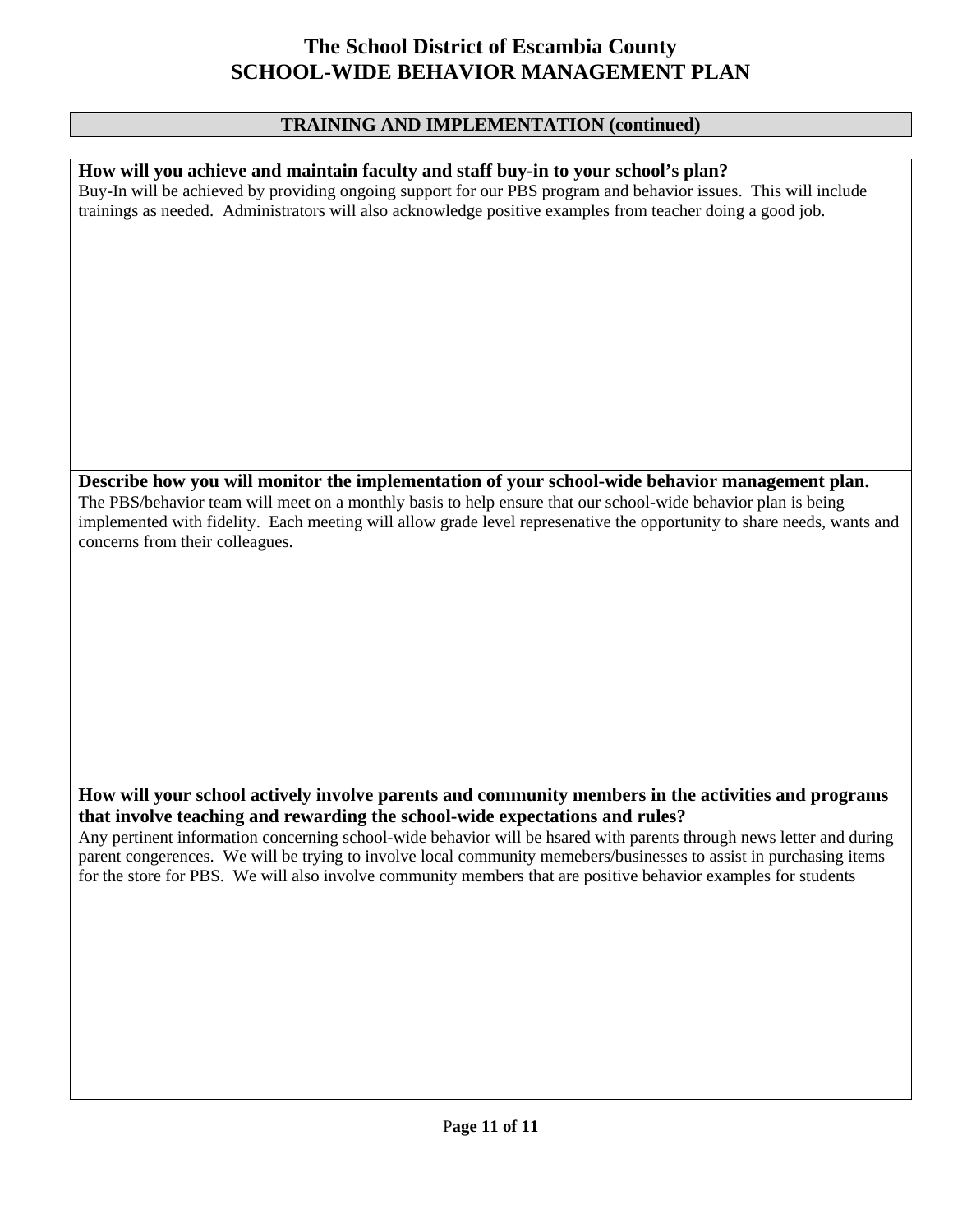# The School District of Escambia County
# SCHOOL-WIDE BEHAVIOR MANAGEMENT PLAN

## TRAINING AND IMPLEMENTATION (continued)

**How will you achieve and maintain faculty and staff buy-in to your school's plan?**

Buy-In will be achieved by providing ongoing support for our PBS program and behavior issues. This will include trainings as needed. Administrators will also acknowledge positive examples from teacher doing a good job.

**Describe how you will monitor the implementation of your school-wide behavior management plan.**

The PBS/behavior team will meet on a monthly basis to help ensure that our school-wide behavior plan is being implemented with fidelity. Each meeting will allow grade level represenative the opportunity to share needs, wants and concerns from their colleagues.

**How will your school actively involve parents and community members in the activities and programs that involve teaching and rewarding the school-wide expectations and rules?**

Any pertinent information concerning school-wide behavior will be hsared with parents through news letter and during parent congerences. We will be trying to involve local community memebers/businesses to assist in purchasing items for the store for PBS. We will also involve community members that are positive behavior examples for students